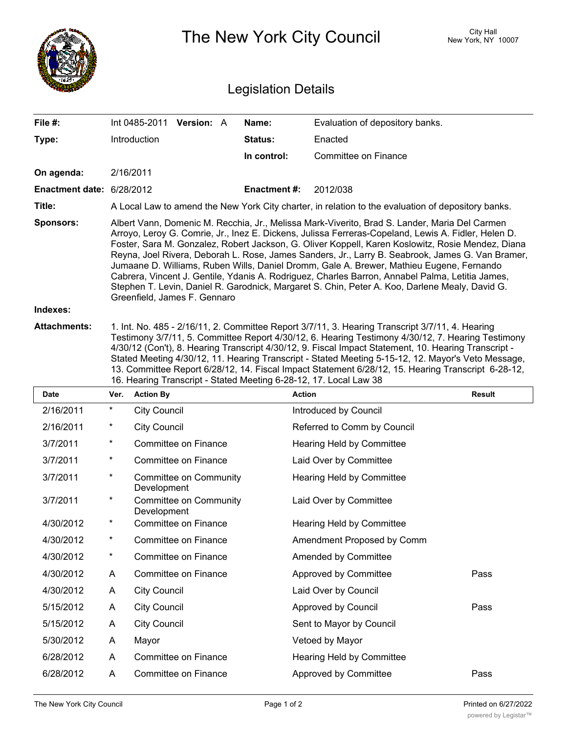# The New York City Council

City Hall
New York, NY 10007

## Legislation Details

| | | | |
|---|---|---|---|
| **File #:** | Int 0485-2011 **Version:** A | **Name:** | Evaluation of depository banks. |
| **Type:** | Introduction | **Status:** | Enacted |
| | | **In control:** | Committee on Finance |
| **On agenda:** | 2/16/2011 | | |
| **Enactment date:** | 6/28/2012 | **Enactment #:** | 2012/038 |

**Title:** A Local Law to amend the New York City charter, in relation to the evaluation of depository banks.

**Sponsors:** Albert Vann, Domenic M. Recchia, Jr., Melissa Mark-Viverito, Brad S. Lander, Maria Del Carmen Arroyo, Leroy G. Comrie, Jr., Inez E. Dickens, Julissa Ferreras-Copeland, Lewis A. Fidler, Helen D. Foster, Sara M. Gonzalez, Robert Jackson, G. Oliver Koppell, Karen Koslowitz, Rosie Mendez, Diana Reyna, Joel Rivera, Deborah L. Rose, James Sanders, Jr., Larry B. Seabrook, James G. Van Bramer, Jumaane D. Williams, Ruben Wills, Daniel Dromm, Gale A. Brewer, Mathieu Eugene, Fernando Cabrera, Vincent J. Gentile, Ydanis A. Rodriguez, Charles Barron, Annabel Palma, Letitia James, Stephen T. Levin, Daniel R. Garodnick, Margaret S. Chin, Peter A. Koo, Darlene Mealy, David G. Greenfield, James F. Gennaro

**Indexes:**

**Attachments:** 1. Int. No. 485 - 2/16/11, 2. Committee Report 3/7/11, 3. Hearing Transcript 3/7/11, 4. Hearing Testimony 3/7/11, 5. Committee Report 4/30/12, 6. Hearing Testimony 4/30/12, 7. Hearing Testimony 4/30/12 (Con't), 8. Hearing Transcript 4/30/12, 9. Fiscal Impact Statement, 10. Hearing Transcript - Stated Meeting 4/30/12, 11. Hearing Transcript - Stated Meeting 5-15-12, 12. Mayor's Veto Message, 13. Committee Report 6/28/12, 14. Fiscal Impact Statement 6/28/12, 15. Hearing Transcript 6-28-12, 16. Hearing Transcript - Stated Meeting 6-28-12, 17. Local Law 38

| Date | Ver. | Action By | Action | Result |
|---|---|---|---|---|
| 2/16/2011 | * | City Council | Introduced by Council | |
| 2/16/2011 | * | City Council | Referred to Comm by Council | |
| 3/7/2011 | * | Committee on Finance | Hearing Held by Committee | |
| 3/7/2011 | * | Committee on Finance | Laid Over by Committee | |
| 3/7/2011 | * | Committee on Community Development | Hearing Held by Committee | |
| 3/7/2011 | * | Committee on Community Development | Laid Over by Committee | |
| 4/30/2012 | * | Committee on Finance | Hearing Held by Committee | |
| 4/30/2012 | * | Committee on Finance | Amendment Proposed by Comm | |
| 4/30/2012 | * | Committee on Finance | Amended by Committee | |
| 4/30/2012 | A | Committee on Finance | Approved by Committee | Pass |
| 4/30/2012 | A | City Council | Laid Over by Council | |
| 5/15/2012 | A | City Council | Approved by Council | Pass |
| 5/15/2012 | A | City Council | Sent to Mayor by Council | |
| 5/30/2012 | A | Mayor | Vetoed by Mayor | |
| 6/28/2012 | A | Committee on Finance | Hearing Held by Committee | |
| 6/28/2012 | A | Committee on Finance | Approved by Committee | Pass |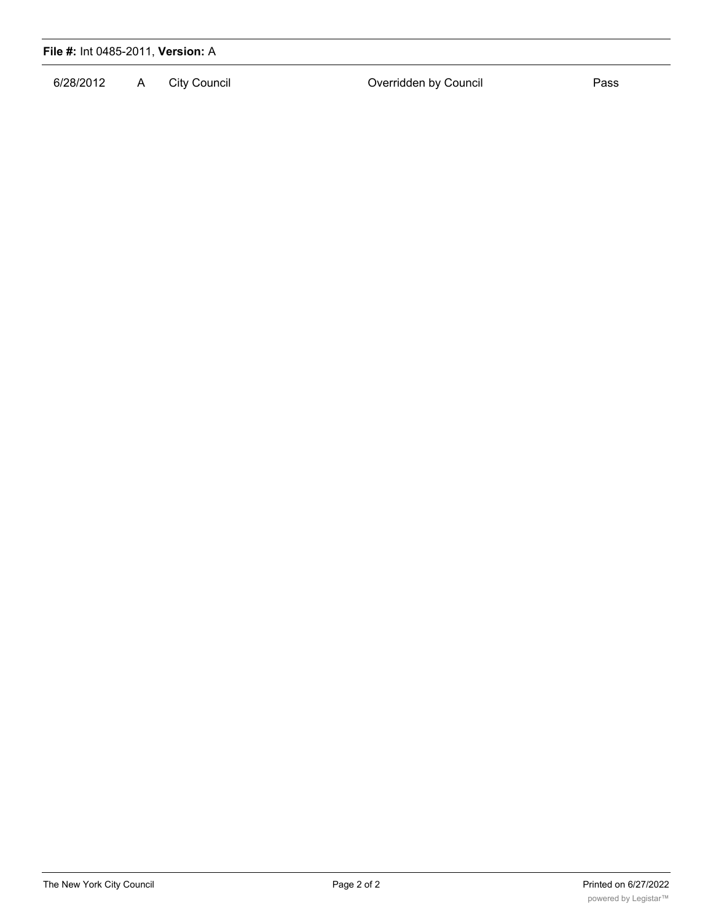**File #:** Int 0485-2011, **Version:** A

| | | | | |
|---|---|---|---|---|
| 6/28/2012 | A | City Council | Overridden by Council | Pass |